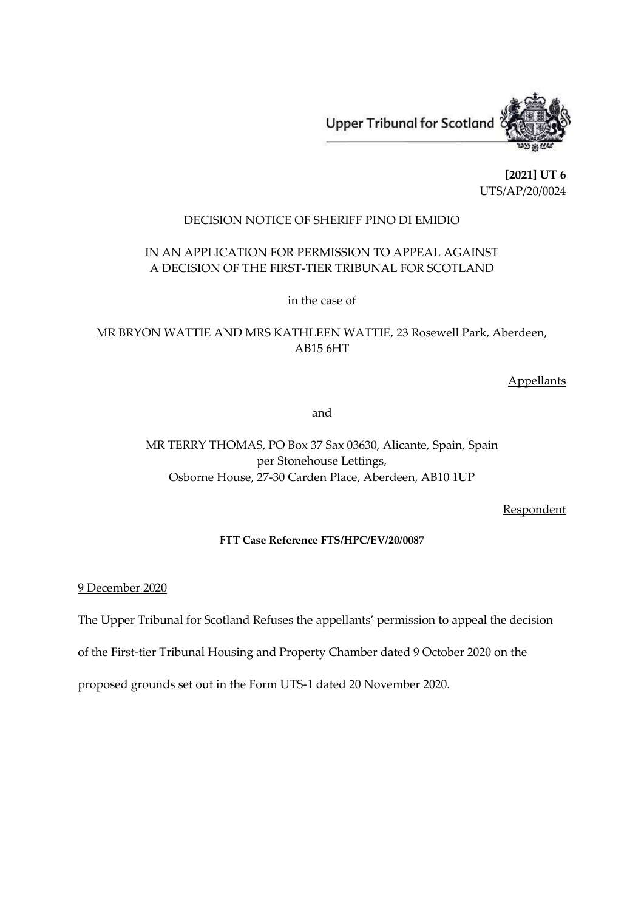Upper Tribunal for Scotland

**[2021] UT 6**
UTS/AP/20/0024

DECISION NOTICE OF SHERIFF PINO DI EMIDIO

IN AN APPLICATION FOR PERMISSION TO APPEAL AGAINST A DECISION OF THE FIRST-TIER TRIBUNAL FOR SCOTLAND

in the case of

MR BRYON WATTIE AND MRS KATHLEEN WATTIE, 23 Rosewell Park, Aberdeen, AB15 6HT

Appellants

and

MR TERRY THOMAS, PO Box 37 Sax 03630, Alicante, Spain, Spain
per Stonehouse Lettings,
Osborne House, 27-30 Carden Place, Aberdeen, AB10 1UP

Respondent

**FTT Case Reference FTS/HPC/EV/20/0087**

9 December 2020

The Upper Tribunal for Scotland Refuses the appellants' permission to appeal the decision of the First-tier Tribunal Housing and Property Chamber dated 9 October 2020 on the proposed grounds set out in the Form UTS-1 dated 20 November 2020.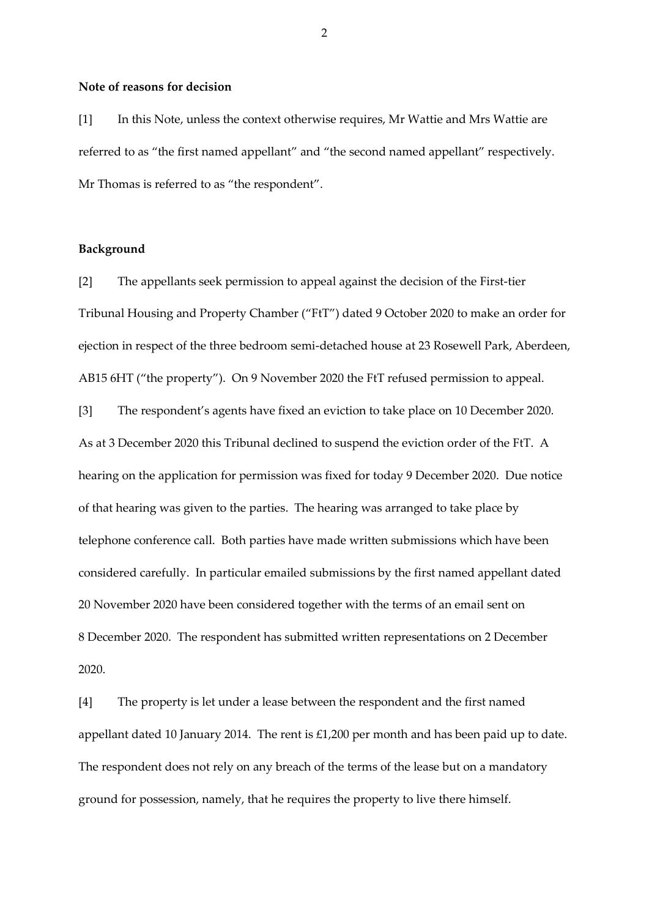**Note of reasons for decision**

[1] In this Note, unless the context otherwise requires, Mr Wattie and Mrs Wattie are referred to as "the first named appellant" and "the second named appellant" respectively. Mr Thomas is referred to as "the respondent".

**Background**

[2] The appellants seek permission to appeal against the decision of the First-tier Tribunal Housing and Property Chamber ("FtT") dated 9 October 2020 to make an order for ejection in respect of the three bedroom semi-detached house at 23 Rosewell Park, Aberdeen, AB15 6HT ("the property"). On 9 November 2020 the FtT refused permission to appeal.

[3] The respondent's agents have fixed an eviction to take place on 10 December 2020. As at 3 December 2020 this Tribunal declined to suspend the eviction order of the FtT. A hearing on the application for permission was fixed for today 9 December 2020. Due notice of that hearing was given to the parties. The hearing was arranged to take place by telephone conference call. Both parties have made written submissions which have been considered carefully. In particular emailed submissions by the first named appellant dated 20 November 2020 have been considered together with the terms of an email sent on 8 December 2020. The respondent has submitted written representations on 2 December 2020.

[4] The property is let under a lease between the respondent and the first named appellant dated 10 January 2014. The rent is £1,200 per month and has been paid up to date. The respondent does not rely on any breach of the terms of the lease but on a mandatory ground for possession, namely, that he requires the property to live there himself.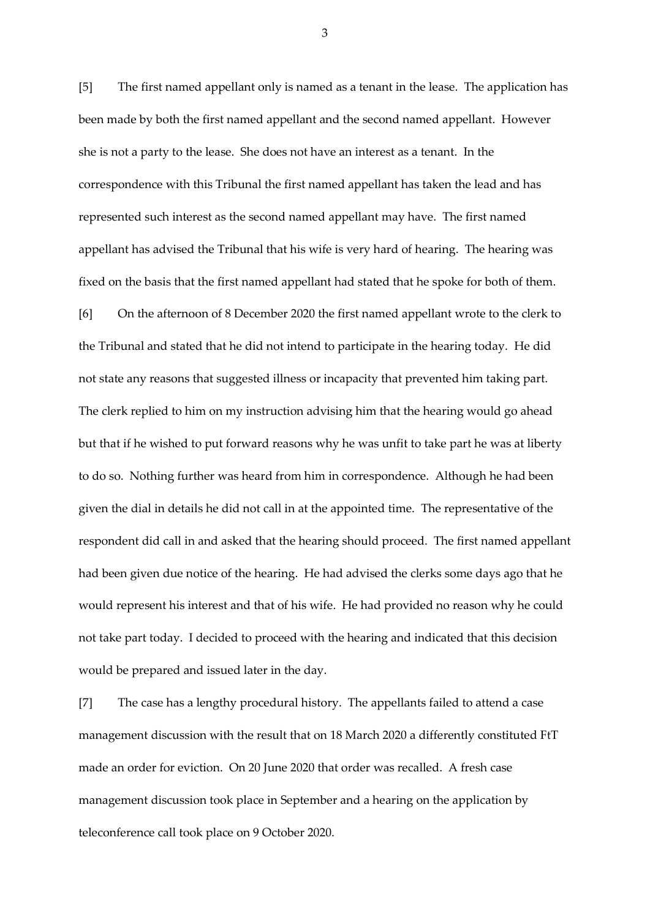[5] The first named appellant only is named as a tenant in the lease. The application has been made by both the first named appellant and the second named appellant. However she is not a party to the lease. She does not have an interest as a tenant. In the correspondence with this Tribunal the first named appellant has taken the lead and has represented such interest as the second named appellant may have. The first named appellant has advised the Tribunal that his wife is very hard of hearing. The hearing was fixed on the basis that the first named appellant had stated that he spoke for both of them.

[6] On the afternoon of 8 December 2020 the first named appellant wrote to the clerk to the Tribunal and stated that he did not intend to participate in the hearing today. He did not state any reasons that suggested illness or incapacity that prevented him taking part. The clerk replied to him on my instruction advising him that the hearing would go ahead but that if he wished to put forward reasons why he was unfit to take part he was at liberty to do so. Nothing further was heard from him in correspondence. Although he had been given the dial in details he did not call in at the appointed time. The representative of the respondent did call in and asked that the hearing should proceed. The first named appellant had been given due notice of the hearing. He had advised the clerks some days ago that he would represent his interest and that of his wife. He had provided no reason why he could not take part today. I decided to proceed with the hearing and indicated that this decision would be prepared and issued later in the day.

[7] The case has a lengthy procedural history. The appellants failed to attend a case management discussion with the result that on 18 March 2020 a differently constituted FtT made an order for eviction. On 20 June 2020 that order was recalled. A fresh case management discussion took place in September and a hearing on the application by teleconference call took place on 9 October 2020.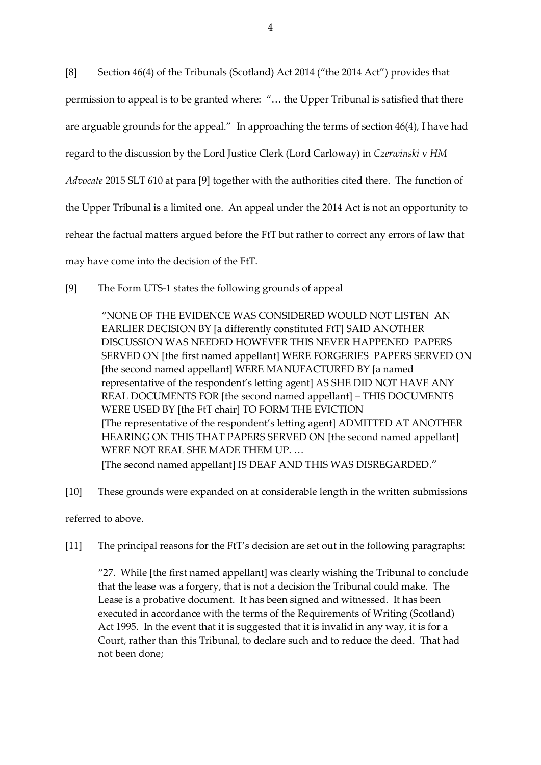[8] Section 46(4) of the Tribunals (Scotland) Act 2014 ("the 2014 Act") provides that permission to appeal is to be granted where: "… the Upper Tribunal is satisfied that there are arguable grounds for the appeal." In approaching the terms of section 46(4), I have had regard to the discussion by the Lord Justice Clerk (Lord Carloway) in *Czerwinski* v *HM Advocate* 2015 SLT 610 at para [9] together with the authorities cited there. The function of the Upper Tribunal is a limited one. An appeal under the 2014 Act is not an opportunity to rehear the factual matters argued before the FtT but rather to correct any errors of law that may have come into the decision of the FtT.

[9] The Form UTS-1 states the following grounds of appeal

> "NONE OF THE EVIDENCE WAS CONSIDERED WOULD NOT LISTEN AN EARLIER DECISION BY [a differently constituted FtT] SAID ANOTHER DISCUSSION WAS NEEDED HOWEVER THIS NEVER HAPPENED PAPERS SERVED ON [the first named appellant] WERE FORGERIES PAPERS SERVED ON [the second named appellant] WERE MANUFACTURED BY [a named representative of the respondent's letting agent] AS SHE DID NOT HAVE ANY REAL DOCUMENTS FOR [the second named appellant] – THIS DOCUMENTS WERE USED BY [the FtT chair] TO FORM THE EVICTION
> [The representative of the respondent's letting agent] ADMITTED AT ANOTHER HEARING ON THIS THAT PAPERS SERVED ON [the second named appellant] WERE NOT REAL SHE MADE THEM UP. …
> [The second named appellant] IS DEAF AND THIS WAS DISREGARDED."

[10] These grounds were expanded on at considerable length in the written submissions referred to above.

[11] The principal reasons for the FtT's decision are set out in the following paragraphs:

> "27. While [the first named appellant] was clearly wishing the Tribunal to conclude that the lease was a forgery, that is not a decision the Tribunal could make. The Lease is a probative document. It has been signed and witnessed. It has been executed in accordance with the terms of the Requirements of Writing (Scotland) Act 1995. In the event that it is suggested that it is invalid in any way, it is for a Court, rather than this Tribunal, to declare such and to reduce the deed. That had not been done;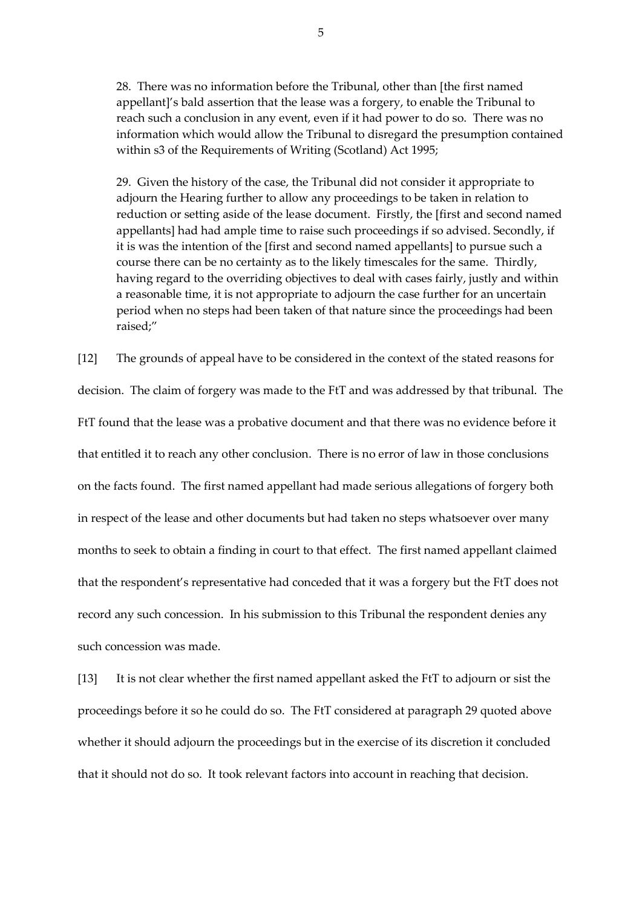28. There was no information before the Tribunal, other than [the first named appellant]'s bald assertion that the lease was a forgery, to enable the Tribunal to reach such a conclusion in any event, even if it had power to do so. There was no information which would allow the Tribunal to disregard the presumption contained within s3 of the Requirements of Writing (Scotland) Act 1995;

29. Given the history of the case, the Tribunal did not consider it appropriate to adjourn the Hearing further to allow any proceedings to be taken in relation to reduction or setting aside of the lease document. Firstly, the [first and second named appellants] had had ample time to raise such proceedings if so advised. Secondly, if it is was the intention of the [first and second named appellants] to pursue such a course there can be no certainty as to the likely timescales for the same. Thirdly, having regard to the overriding objectives to deal with cases fairly, justly and within a reasonable time, it is not appropriate to adjourn the case further for an uncertain period when no steps had been taken of that nature since the proceedings had been raised;"

[12] The grounds of appeal have to be considered in the context of the stated reasons for decision. The claim of forgery was made to the FtT and was addressed by that tribunal. The FtT found that the lease was a probative document and that there was no evidence before it that entitled it to reach any other conclusion. There is no error of law in those conclusions on the facts found. The first named appellant had made serious allegations of forgery both in respect of the lease and other documents but had taken no steps whatsoever over many months to seek to obtain a finding in court to that effect. The first named appellant claimed that the respondent's representative had conceded that it was a forgery but the FtT does not record any such concession. In his submission to this Tribunal the respondent denies any such concession was made.

[13] It is not clear whether the first named appellant asked the FtT to adjourn or sist the proceedings before it so he could do so. The FtT considered at paragraph 29 quoted above whether it should adjourn the proceedings but in the exercise of its discretion it concluded that it should not do so. It took relevant factors into account in reaching that decision.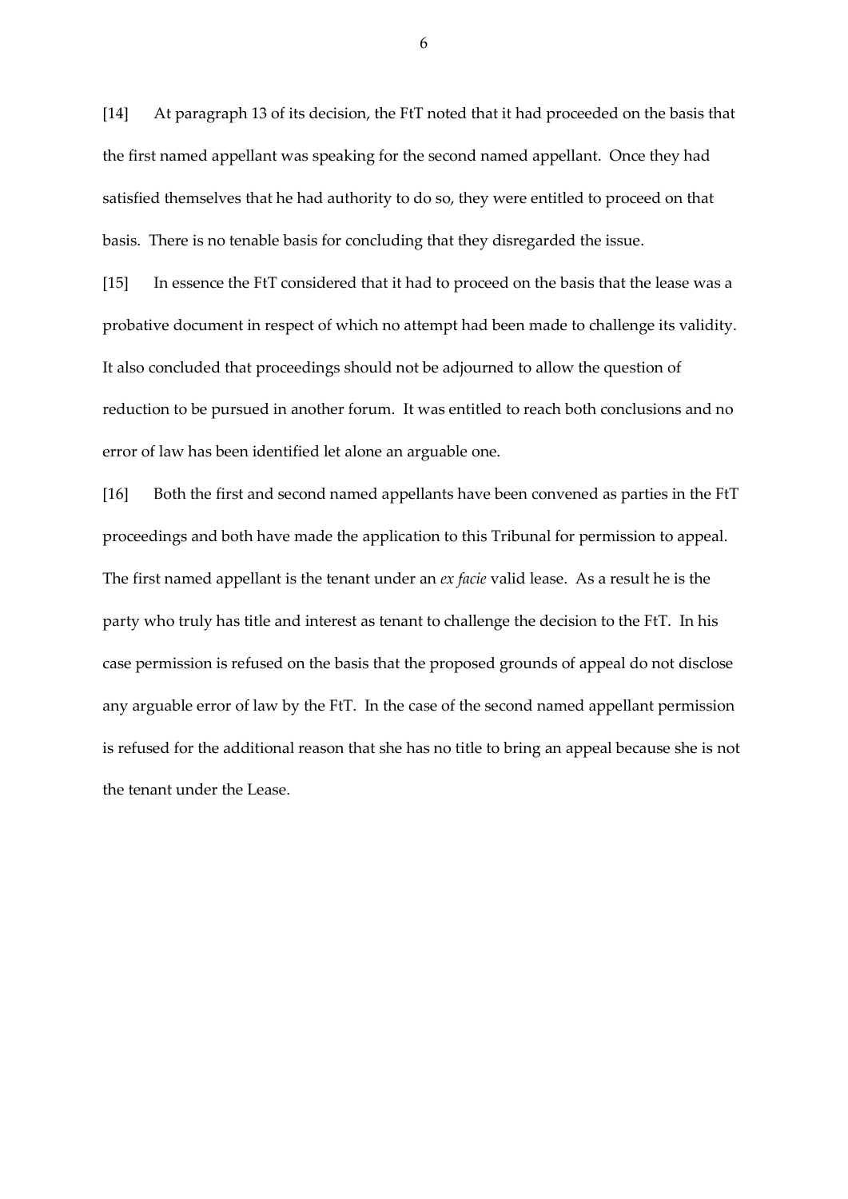[14] At paragraph 13 of its decision, the FtT noted that it had proceeded on the basis that the first named appellant was speaking for the second named appellant. Once they had satisfied themselves that he had authority to do so, they were entitled to proceed on that basis. There is no tenable basis for concluding that they disregarded the issue.

[15] In essence the FtT considered that it had to proceed on the basis that the lease was a probative document in respect of which no attempt had been made to challenge its validity. It also concluded that proceedings should not be adjourned to allow the question of reduction to be pursued in another forum. It was entitled to reach both conclusions and no error of law has been identified let alone an arguable one.

[16] Both the first and second named appellants have been convened as parties in the FtT proceedings and both have made the application to this Tribunal for permission to appeal. The first named appellant is the tenant under an *ex facie* valid lease. As a result he is the party who truly has title and interest as tenant to challenge the decision to the FtT. In his case permission is refused on the basis that the proposed grounds of appeal do not disclose any arguable error of law by the FtT. In the case of the second named appellant permission is refused for the additional reason that she has no title to bring an appeal because she is not the tenant under the Lease.